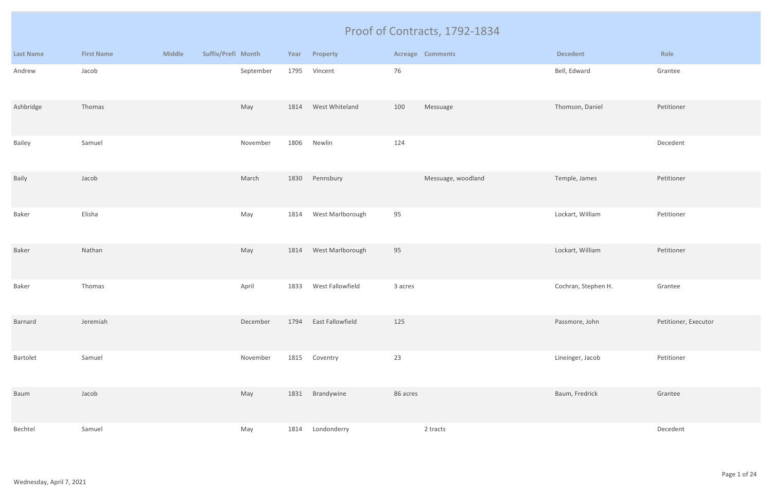# Proof of Contracts, 1792-1834

| Last Name | First Name | Middle | Suffix/Prefi | Month | Year | Property | Acreage | Comments | Decedent | Role |
|---|---|---|---|---|---|---|---|---|---|---|
| Andrew | Jacob | | | September | 1795 | Vincent | 76 | | Bell, Edward | Grantee |
| Ashbridge | Thomas | | | May | 1814 | West Whiteland | 100 | Messuage | Thomson, Daniel | Petitioner |
| Bailey | Samuel | | | November | 1806 | Newlin | 124 | | | Decedent |
| Baily | Jacob | | | March | 1830 | Pennsbury | | Messuage, woodland | Temple, James | Petitioner |
| Baker | Elisha | | | May | 1814 | West Marlborough | 95 | | Lockart, William | Petitioner |
| Baker | Nathan | | | May | 1814 | West Marlborough | 95 | | Lockart, William | Petitioner |
| Baker | Thomas | | | April | 1833 | West Fallowfield | 3 acres | | Cochran, Stephen H. | Grantee |
| Barnard | Jeremiah | | | December | 1794 | East Fallowfield | 125 | | Passmore, John | Petitioner, Executor |
| Bartolet | Samuel | | | November | 1815 | Coventry | 23 | | Lineinger, Jacob | Petitioner |
| Baum | Jacob | | | May | 1831 | Brandywine | 86 acres | | Baum, Fredrick | Grantee |
| Bechtel | Samuel | | | May | 1814 | Londonderry | | 2 tracts | | Decedent |

Wednesday, April 7, 2021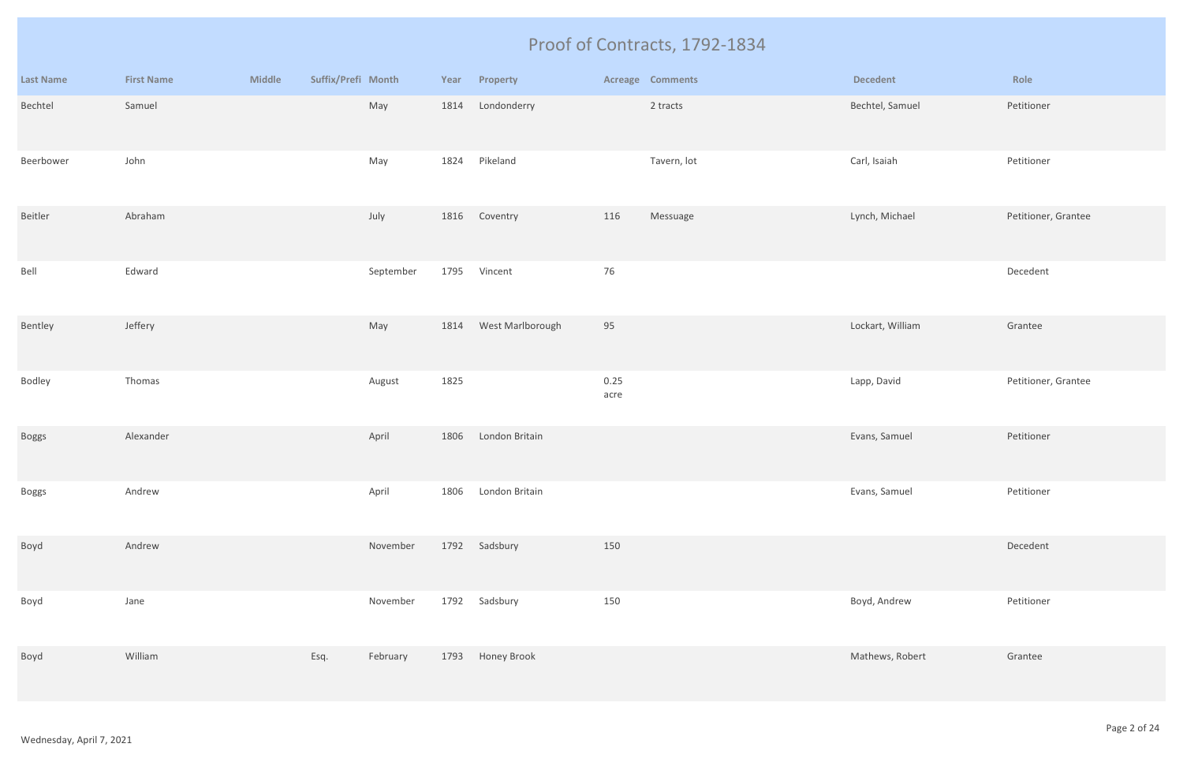# Proof of Contracts, 1792-1834

| Last Name | First Name | Middle | Suffix/Prefi | Month | Year | Property | Acreage | Comments | Decedent | Role |
|---|---|---|---|---|---|---|---|---|---|---|
| Bechtel | Samuel | | | May | 1814 | Londonderry | | 2 tracts | Bechtel, Samuel | Petitioner |
| Beerbower | John | | | May | 1824 | Pikeland | | Tavern, lot | Carl, Isaiah | Petitioner |
| Beitler | Abraham | | | July | 1816 | Coventry | 116 | Messuage | Lynch, Michael | Petitioner, Grantee |
| Bell | Edward | | | September | 1795 | Vincent | 76 | | | Decedent |
| Bentley | Jeffery | | | May | 1814 | West Marlborough | 95 | | Lockart, William | Grantee |
| Bodley | Thomas | | | August | 1825 | | 0.25 acre | | Lapp, David | Petitioner, Grantee |
| Boggs | Alexander | | | April | 1806 | London Britain | | | Evans, Samuel | Petitioner |
| Boggs | Andrew | | | April | 1806 | London Britain | | | Evans, Samuel | Petitioner |
| Boyd | Andrew | | | November | 1792 | Sadsbury | 150 | | | Decedent |
| Boyd | Jane | | | November | 1792 | Sadsbury | 150 | | Boyd, Andrew | Petitioner |
| Boyd | William | | Esq. | February | 1793 | Honey Brook | | | Mathews, Robert | Grantee |

Wednesday, April 7, 2021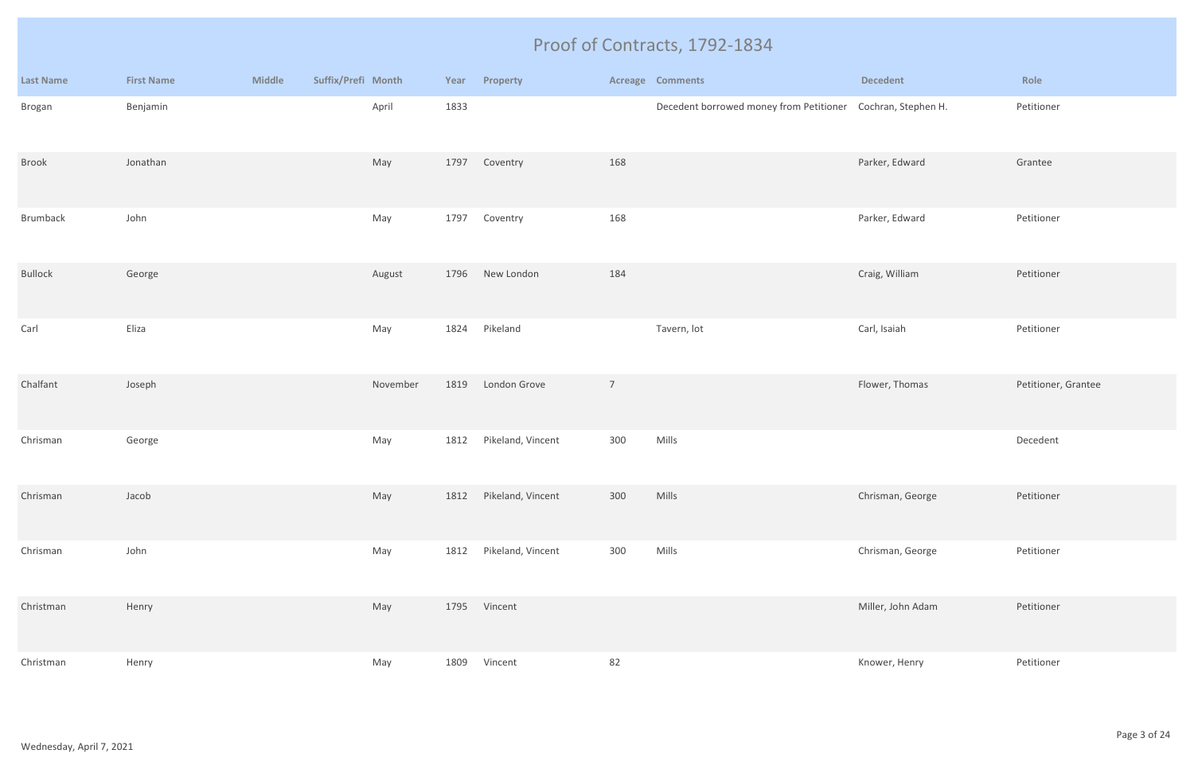# Proof of Contracts, 1792-1834

| Last Name | First Name | Middle | Suffix/Prefi | Month | Year | Property | Acreage | Comments | Decedent | Role |
|---|---|---|---|---|---|---|---|---|---|---|
| Brogan | Benjamin | | | April | 1833 | | | Decedent borrowed money from Petitioner | Cochran, Stephen H. | Petitioner |
| Brook | Jonathan | | | May | 1797 | Coventry | 168 | | Parker, Edward | Grantee |
| Brumback | John | | | May | 1797 | Coventry | 168 | | Parker, Edward | Petitioner |
| Bullock | George | | | August | 1796 | New London | 184 | | Craig, William | Petitioner |
| Carl | Eliza | | | May | 1824 | Pikeland | | Tavern, lot | Carl, Isaiah | Petitioner |
| Chalfant | Joseph | | | November | 1819 | London Grove | 7 | | Flower, Thomas | Petitioner, Grantee |
| Chrisman | George | | | May | 1812 | Pikeland, Vincent | 300 | Mills | | Decedent |
| Chrisman | Jacob | | | May | 1812 | Pikeland, Vincent | 300 | Mills | Chrisman, George | Petitioner |
| Chrisman | John | | | May | 1812 | Pikeland, Vincent | 300 | Mills | Chrisman, George | Petitioner |
| Christman | Henry | | | May | 1795 | Vincent | | | Miller, John Adam | Petitioner |
| Christman | Henry | | | May | 1809 | Vincent | 82 | | Knower, Henry | Petitioner |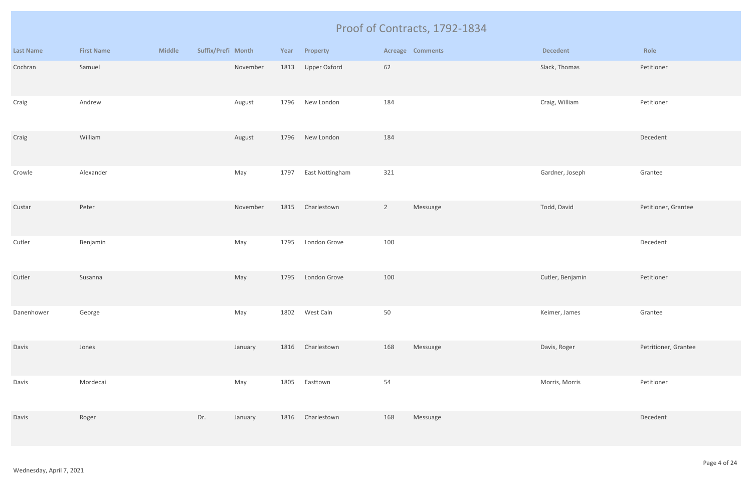# Proof of Contracts, 1792-1834

| Last Name | First Name | Middle | Suffix/Prefi | Month | Year | Property | Acreage | Comments | Decedent | Role |
|---|---|---|---|---|---|---|---|---|---|---|
| Cochran | Samuel | | | November | 1813 | Upper Oxford | 62 | | Slack, Thomas | Petitioner |
| Craig | Andrew | | | August | 1796 | New London | 184 | | Craig, William | Petitioner |
| Craig | William | | | August | 1796 | New London | 184 | | | Decedent |
| Crowle | Alexander | | | May | 1797 | East Nottingham | 321 | | Gardner, Joseph | Grantee |
| Custar | Peter | | | November | 1815 | Charlestown | 2 | Messuage | Todd, David | Petitioner, Grantee |
| Cutler | Benjamin | | | May | 1795 | London Grove | 100 | | | Decedent |
| Cutler | Susanna | | | May | 1795 | London Grove | 100 | | Cutler, Benjamin | Petitioner |
| Danenhower | George | | | May | 1802 | West Caln | 50 | | Keimer, James | Grantee |
| Davis | Jones | | | January | 1816 | Charlestown | 168 | Messuage | Davis, Roger | Petritioner, Grantee |
| Davis | Mordecai | | | May | 1805 | Easttown | 54 | | Morris, Morris | Petitioner |
| Davis | Roger | | Dr. | January | 1816 | Charlestown | 168 | Messuage | | Decedent |

Wednesday, April 7, 2021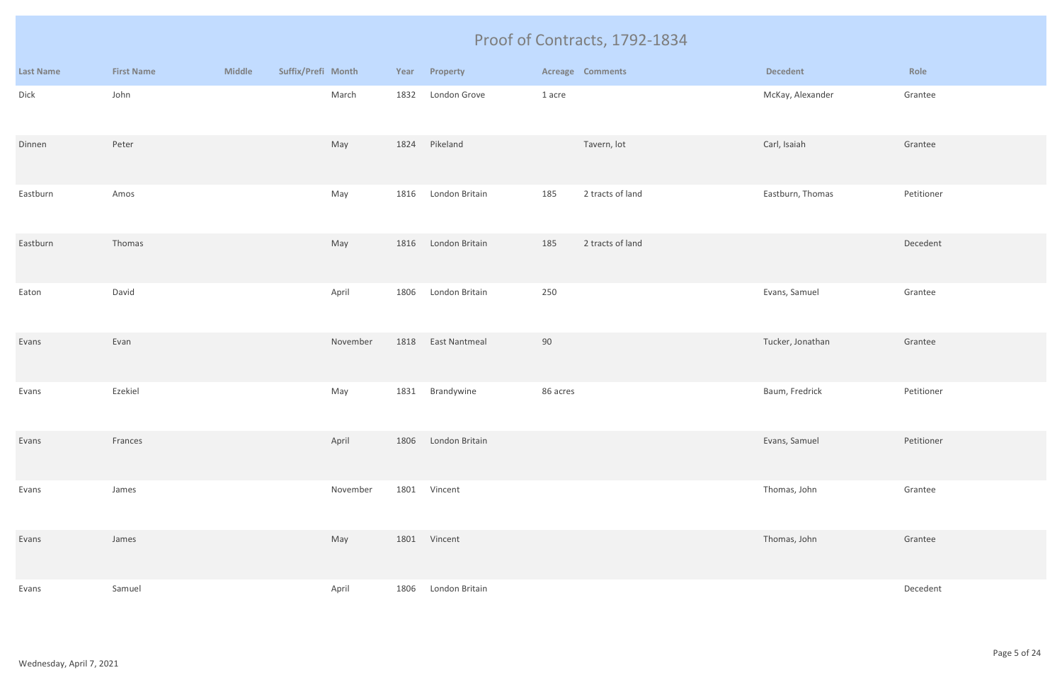# Proof of Contracts, 1792-1834

| Last Name | First Name | Middle | Suffix/Prefi | Month | Year | Property | Acreage | Comments | Decedent | Role |
|---|---|---|---|---|---|---|---|---|---|---|
| Dick | John | | | March | 1832 | London Grove | 1 acre | | McKay, Alexander | Grantee |
| Dinnen | Peter | | | May | 1824 | Pikeland | | Tavern, lot | Carl, Isaiah | Grantee |
| Eastburn | Amos | | | May | 1816 | London Britain | 185 | 2 tracts of land | Eastburn, Thomas | Petitioner |
| Eastburn | Thomas | | | May | 1816 | London Britain | 185 | 2 tracts of land | | Decedent |
| Eaton | David | | | April | 1806 | London Britain | 250 | | Evans, Samuel | Grantee |
| Evans | Evan | | | November | 1818 | East Nantmeal | 90 | | Tucker, Jonathan | Grantee |
| Evans | Ezekiel | | | May | 1831 | Brandywine | 86 acres | | Baum, Fredrick | Petitioner |
| Evans | Frances | | | April | 1806 | London Britain | | | Evans, Samuel | Petitioner |
| Evans | James | | | November | 1801 | Vincent | | | Thomas, John | Grantee |
| Evans | James | | | May | 1801 | Vincent | | | Thomas, John | Grantee |
| Evans | Samuel | | | April | 1806 | London Britain | | | | Decedent |

Wednesday, April 7, 2021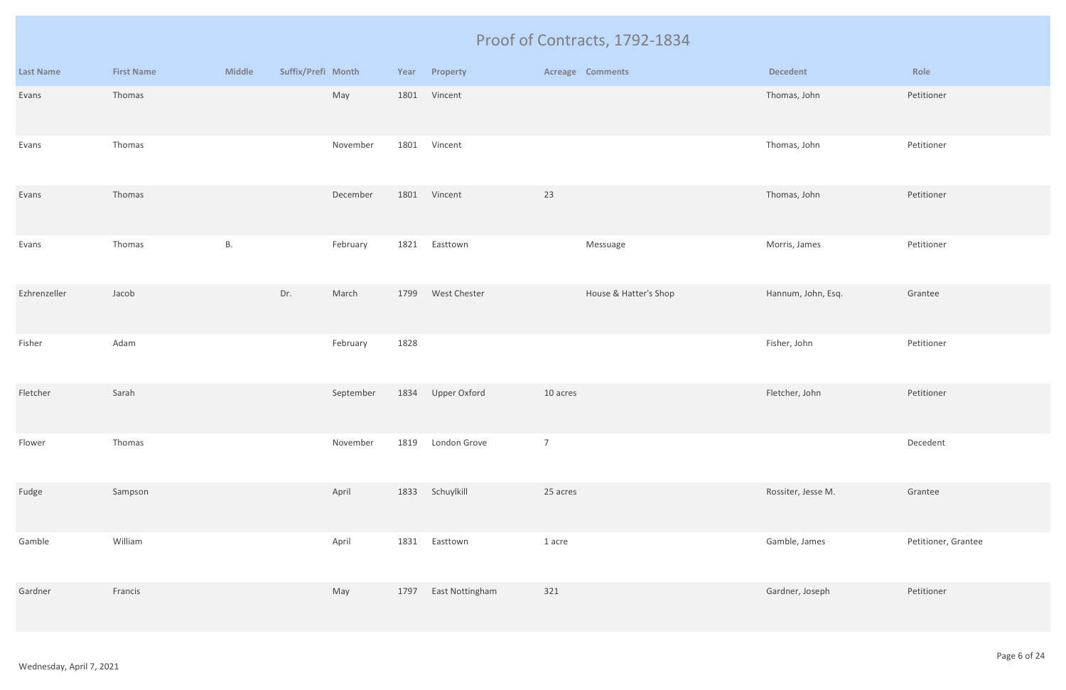# Proof of Contracts, 1792-1834

| Last Name | First Name | Middle | Suffix/Prefi | Month | Year | Property | Acreage | Comments | Decedent | Role |
|---|---|---|---|---|---|---|---|---|---|---|
| Evans | Thomas | | | May | 1801 | Vincent | | | Thomas, John | Petitioner |
| Evans | Thomas | | | November | 1801 | Vincent | | | Thomas, John | Petitioner |
| Evans | Thomas | | | December | 1801 | Vincent | 23 | | Thomas, John | Petitioner |
| Evans | Thomas | B. | | February | 1821 | Easttown | | Messuage | Morris, James | Petitioner |
| Ezhrenzeller | Jacob | | Dr. | March | 1799 | West Chester | | House & Hatter's Shop | Hannum, John, Esq. | Grantee |
| Fisher | Adam | | | February | 1828 | | | | Fisher, John | Petitioner |
| Fletcher | Sarah | | | September | 1834 | Upper Oxford | 10 acres | | Fletcher, John | Petitioner |
| Flower | Thomas | | | November | 1819 | London Grove | 7 | | | Decedent |
| Fudge | Sampson | | | April | 1833 | Schuylkill | 25 acres | | Rossiter, Jesse M. | Grantee |
| Gamble | William | | | April | 1831 | Easttown | 1 acre | | Gamble, James | Petitioner, Grantee |
| Gardner | Francis | | | May | 1797 | East Nottingham | 321 | | Gardner, Joseph | Petitioner |

Wednesday, April 7, 2021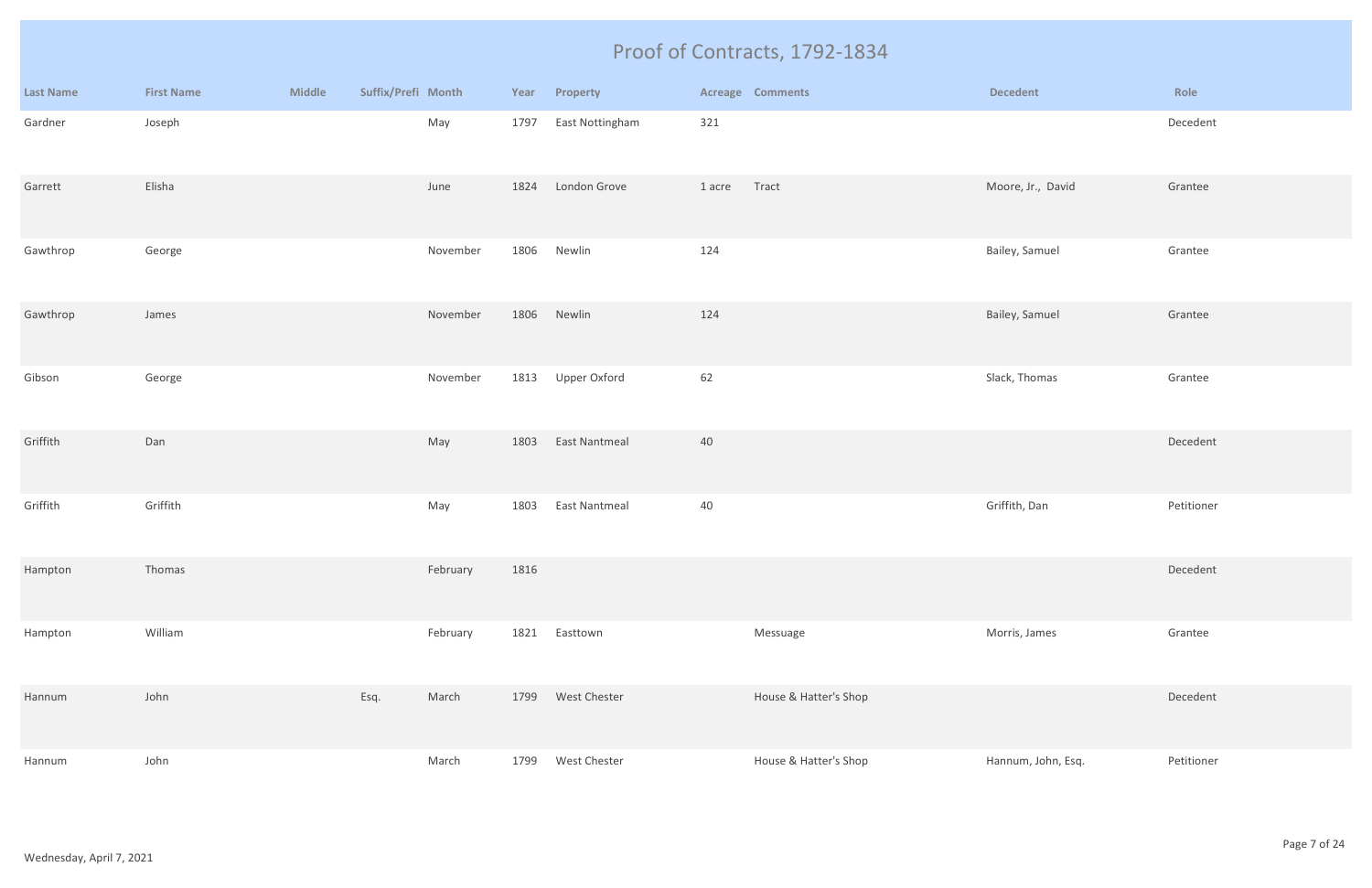# Proof of Contracts, 1792-1834

| Last Name | First Name | Middle | Suffix/Prefi | Month | Year | Property | Acreage | Comments | Decedent | Role |
|---|---|---|---|---|---|---|---|---|---|---|
| Gardner | Joseph | | | May | 1797 | East Nottingham | 321 | | | Decedent |
| Garrett | Elisha | | | June | 1824 | London Grove | 1 acre | Tract | Moore, Jr., David | Grantee |
| Gawthrop | George | | | November | 1806 | Newlin | 124 | | Bailey, Samuel | Grantee |
| Gawthrop | James | | | November | 1806 | Newlin | 124 | | Bailey, Samuel | Grantee |
| Gibson | George | | | November | 1813 | Upper Oxford | 62 | | Slack, Thomas | Grantee |
| Griffith | Dan | | | May | 1803 | East Nantmeal | 40 | | | Decedent |
| Griffith | Griffith | | | May | 1803 | East Nantmeal | 40 | | Griffith, Dan | Petitioner |
| Hampton | Thomas | | | February | 1816 | | | | | Decedent |
| Hampton | William | | | February | 1821 | Easttown | | Messuage | Morris, James | Grantee |
| Hannum | John | | Esq. | March | 1799 | West Chester | | House & Hatter's Shop | | Decedent |
| Hannum | John | | | March | 1799 | West Chester | | House & Hatter's Shop | Hannum, John, Esq. | Petitioner |

Wednesday, April 7, 2021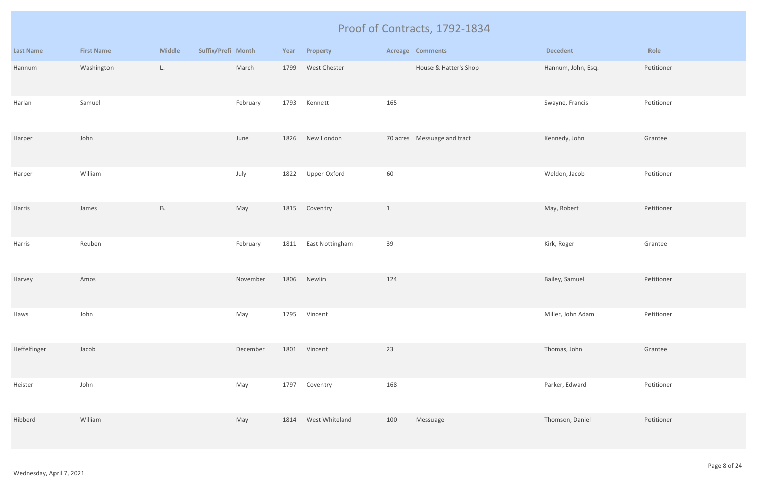# Proof of Contracts, 1792-1834

| Last Name | First Name | Middle | Suffix/Prefi | Month | Year | Property | Acreage | Comments | Decedent | Role |
|---|---|---|---|---|---|---|---|---|---|---|
| Hannum | Washington | L. | | March | 1799 | West Chester | | House & Hatter's Shop | Hannum, John, Esq. | Petitioner |
| Harlan | Samuel | | | February | 1793 | Kennett | 165 | | Swayne, Francis | Petitioner |
| Harper | John | | | June | 1826 | New London | 70 acres | Messuage and tract | Kennedy, John | Grantee |
| Harper | William | | | July | 1822 | Upper Oxford | 60 | | Weldon, Jacob | Petitioner |
| Harris | James | B. | | May | 1815 | Coventry | 1 | | May, Robert | Petitioner |
| Harris | Reuben | | | February | 1811 | East Nottingham | 39 | | Kirk, Roger | Grantee |
| Harvey | Amos | | | November | 1806 | Newlin | 124 | | Bailey, Samuel | Petitioner |
| Haws | John | | | May | 1795 | Vincent | | | Miller, John Adam | Petitioner |
| Heffelfinger | Jacob | | | December | 1801 | Vincent | 23 | | Thomas, John | Grantee |
| Heister | John | | | May | 1797 | Coventry | 168 | | Parker, Edward | Petitioner |
| Hibberd | William | | | May | 1814 | West Whiteland | 100 | Messuage | Thomson, Daniel | Petitioner |

Wednesday, April 7, 2021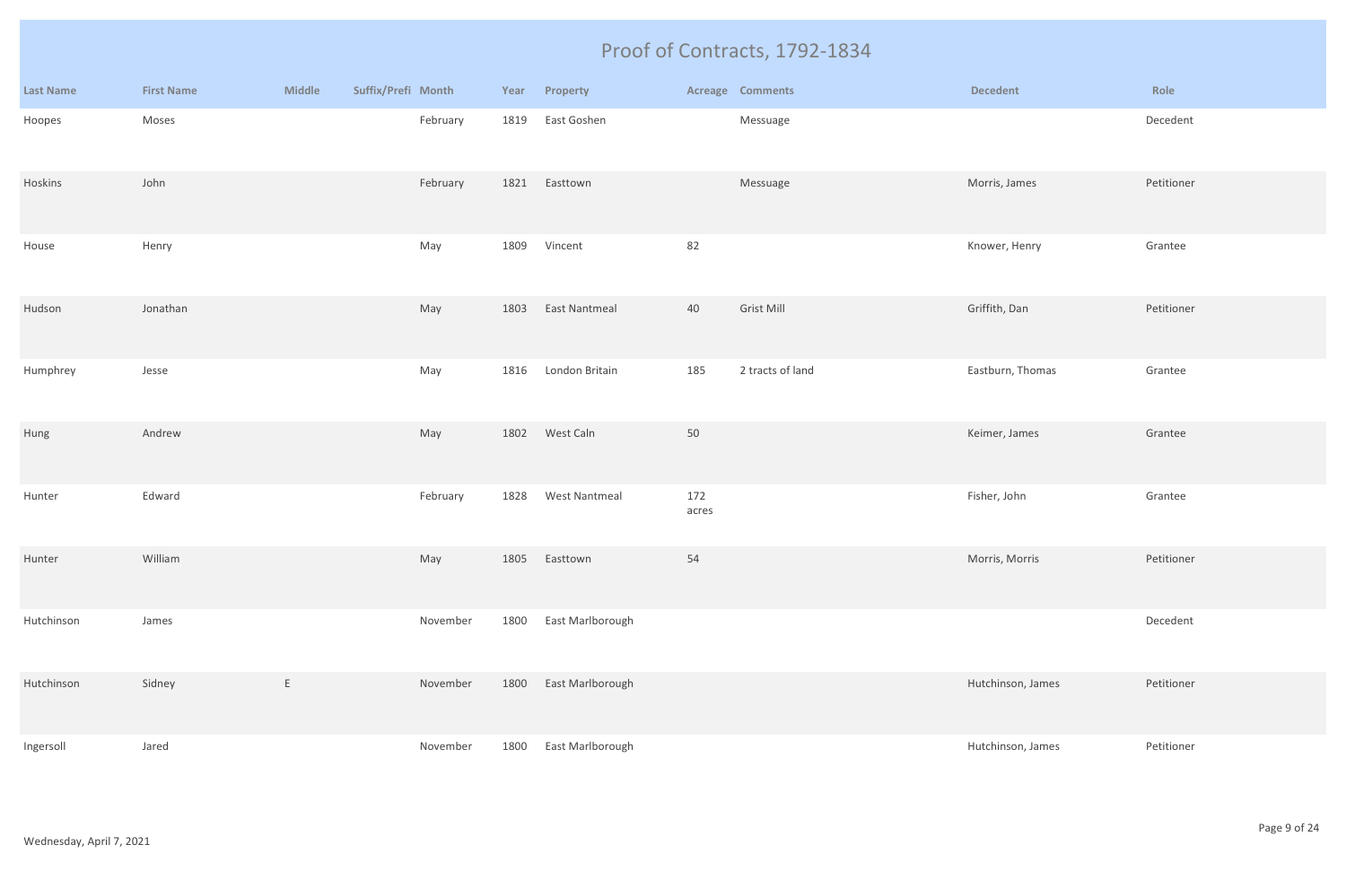# Proof of Contracts, 1792-1834

| Last Name | First Name | Middle | Suffix/Prefi | Month | Year | Property | Acreage | Comments | Decedent | Role |
|---|---|---|---|---|---|---|---|---|---|---|
| Hoopes | Moses | | | February | 1819 | East Goshen | | Messuage | | Decedent |
| Hoskins | John | | | February | 1821 | Easttown | | Messuage | Morris, James | Petitioner |
| House | Henry | | | May | 1809 | Vincent | 82 | | Knower, Henry | Grantee |
| Hudson | Jonathan | | | May | 1803 | East Nantmeal | 40 | Grist Mill | Griffith, Dan | Petitioner |
| Humphrey | Jesse | | | May | 1816 | London Britain | 185 | 2 tracts of land | Eastburn, Thomas | Grantee |
| Hung | Andrew | | | May | 1802 | West Caln | 50 | | Keimer, James | Grantee |
| Hunter | Edward | | | February | 1828 | West Nantmeal | 172 acres | | Fisher, John | Grantee |
| Hunter | William | | | May | 1805 | Easttown | 54 | | Morris, Morris | Petitioner |
| Hutchinson | James | | | November | 1800 | East Marlborough | | | | Decedent |
| Hutchinson | Sidney | E | | November | 1800 | East Marlborough | | | Hutchinson, James | Petitioner |
| Ingersoll | Jared | | | November | 1800 | East Marlborough | | | Hutchinson, James | Petitioner |

Wednesday, April 7, 2021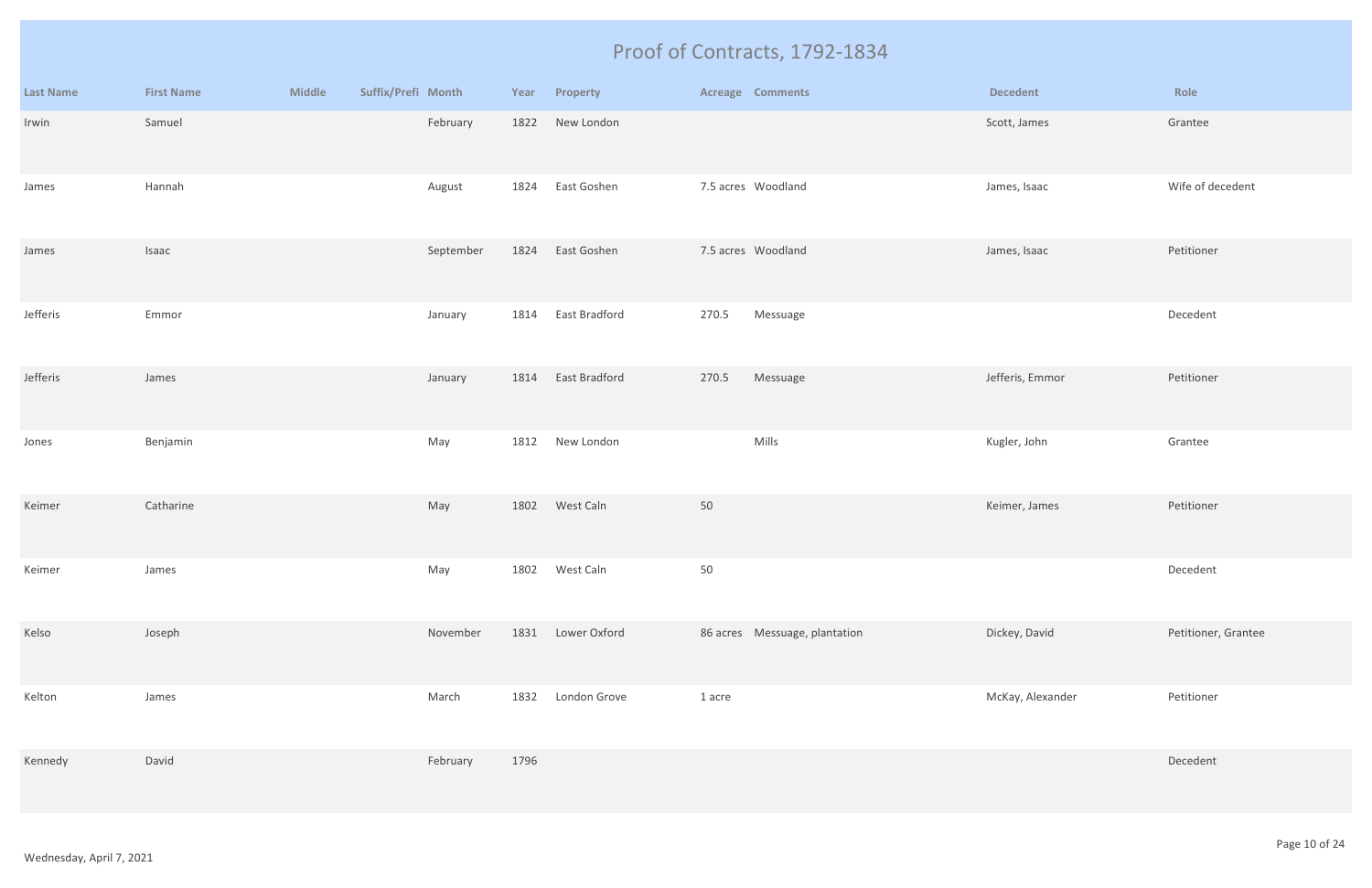# Proof of Contracts, 1792-1834

| Last Name | First Name | Middle | Suffix/Prefi | Month | Year | Property | Acreage | Comments | Decedent | Role |
|---|---|---|---|---|---|---|---|---|---|---|
| Irwin | Samuel | | | February | 1822 | New London | | | Scott, James | Grantee |
| James | Hannah | | | August | 1824 | East Goshen | 7.5 acres | Woodland | James, Isaac | Wife of decedent |
| James | Isaac | | | September | 1824 | East Goshen | 7.5 acres | Woodland | James, Isaac | Petitioner |
| Jefferis | Emmor | | | January | 1814 | East Bradford | 270.5 | Messuage | | Decedent |
| Jefferis | James | | | January | 1814 | East Bradford | 270.5 | Messuage | Jefferis, Emmor | Petitioner |
| Jones | Benjamin | | | May | 1812 | New London | | Mills | Kugler, John | Grantee |
| Keimer | Catharine | | | May | 1802 | West Caln | 50 | | Keimer, James | Petitioner |
| Keimer | James | | | May | 1802 | West Caln | 50 | | | Decedent |
| Kelso | Joseph | | | November | 1831 | Lower Oxford | 86 acres | Messuage, plantation | Dickey, David | Petitioner, Grantee |
| Kelton | James | | | March | 1832 | London Grove | 1 acre | | McKay, Alexander | Petitioner |
| Kennedy | David | | | February | 1796 | | | | | Decedent |

Wednesday, April 7, 2021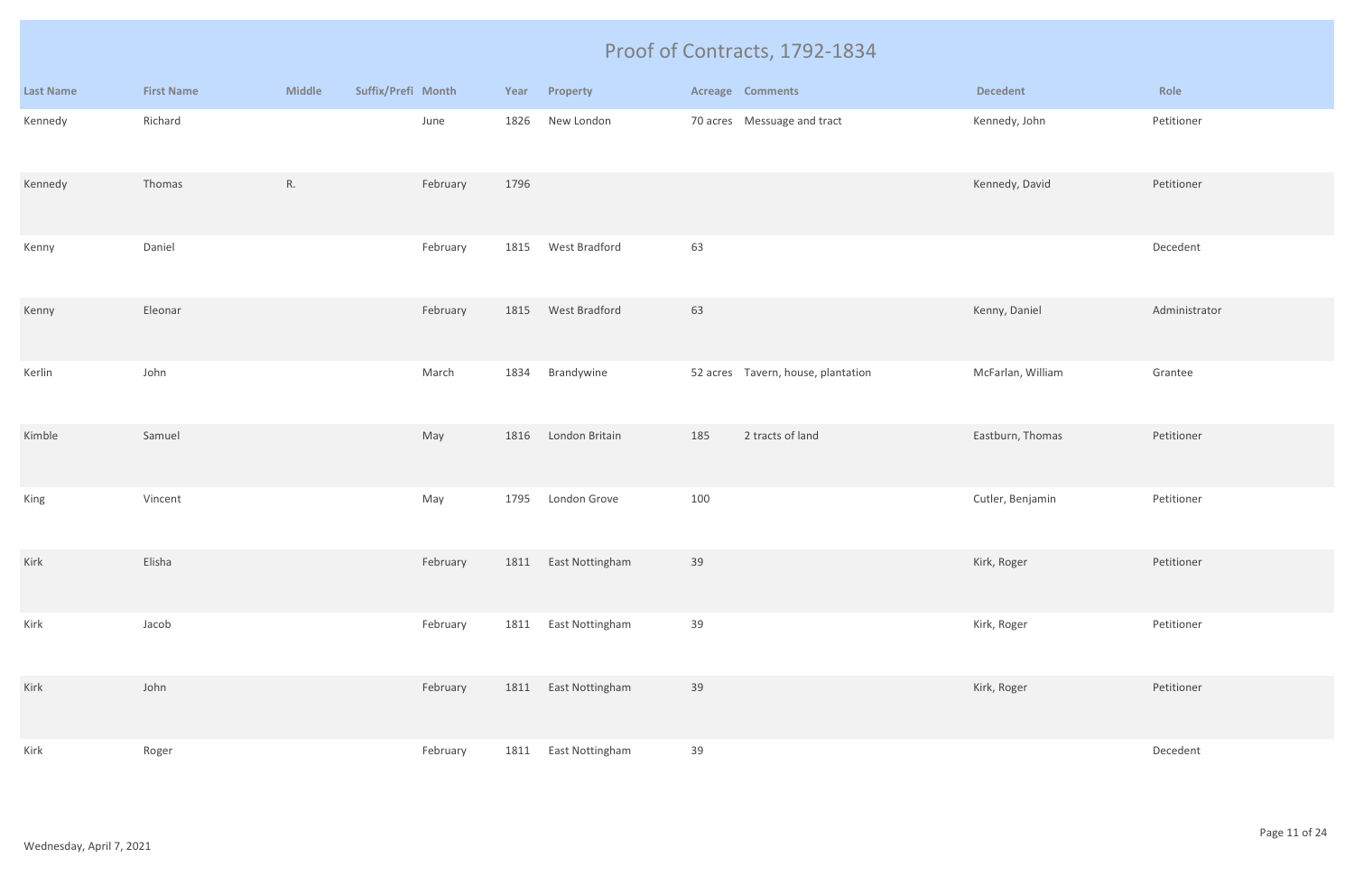# Proof of Contracts, 1792-1834

| Last Name | First Name | Middle | Suffix/Prefi | Month | Year | Property | Acreage | Comments | Decedent | Role |
|---|---|---|---|---|---|---|---|---|---|---|
| Kennedy | Richard | | | June | 1826 | New London | 70 acres | Messuage and tract | Kennedy, John | Petitioner |
| Kennedy | Thomas | R. | | February | 1796 | | | | Kennedy, David | Petitioner |
| Kenny | Daniel | | | February | 1815 | West Bradford | 63 | | | Decedent |
| Kenny | Eleonar | | | February | 1815 | West Bradford | 63 | | Kenny, Daniel | Administrator |
| Kerlin | John | | | March | 1834 | Brandywine | 52 acres | Tavern, house, plantation | McFarlan, William | Grantee |
| Kimble | Samuel | | | May | 1816 | London Britain | 185 | 2 tracts of land | Eastburn, Thomas | Petitioner |
| King | Vincent | | | May | 1795 | London Grove | 100 | | Cutler, Benjamin | Petitioner |
| Kirk | Elisha | | | February | 1811 | East Nottingham | 39 | | Kirk, Roger | Petitioner |
| Kirk | Jacob | | | February | 1811 | East Nottingham | 39 | | Kirk, Roger | Petitioner |
| Kirk | John | | | February | 1811 | East Nottingham | 39 | | Kirk, Roger | Petitioner |
| Kirk | Roger | | | February | 1811 | East Nottingham | 39 | | | Decedent |

Wednesday, April 7, 2021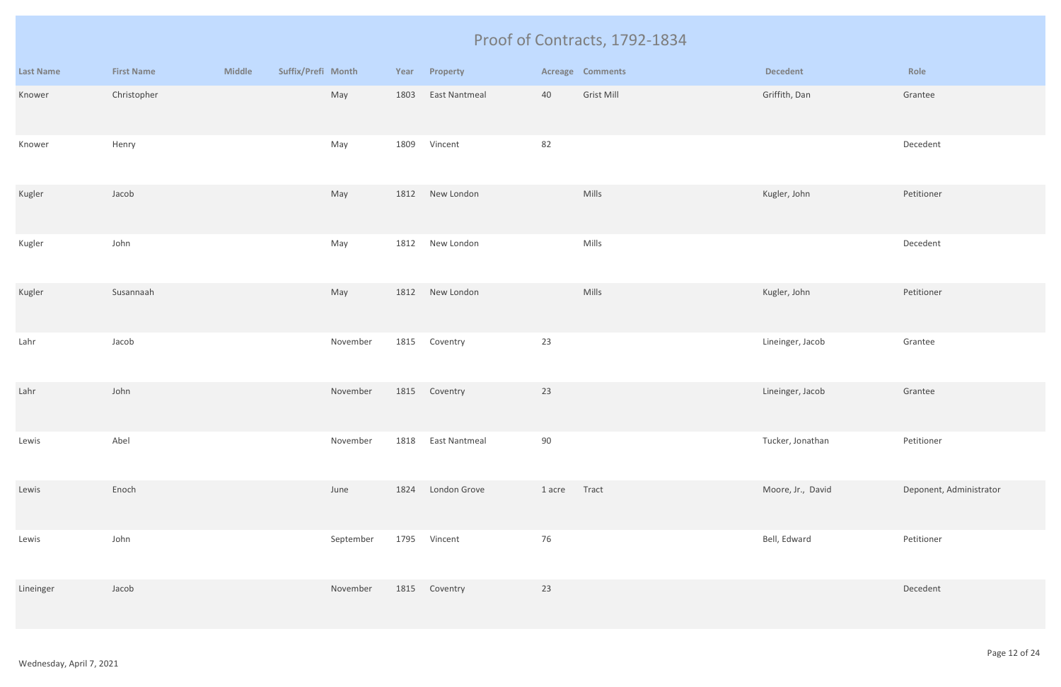# Proof of Contracts, 1792-1834

| Last Name | First Name | Middle | Suffix/Prefi | Month | Year | Property | Acreage | Comments | Decedent | Role |
|---|---|---|---|---|---|---|---|---|---|---|
| Knower | Christopher | | | May | 1803 | East Nantmeal | 40 | Grist Mill | Griffith, Dan | Grantee |
| Knower | Henry | | | May | 1809 | Vincent | 82 | | | Decedent |
| Kugler | Jacob | | | May | 1812 | New London | | Mills | Kugler, John | Petitioner |
| Kugler | John | | | May | 1812 | New London | | Mills | | Decedent |
| Kugler | Susannaah | | | May | 1812 | New London | | Mills | Kugler, John | Petitioner |
| Lahr | Jacob | | | November | 1815 | Coventry | 23 | | Lineinger, Jacob | Grantee |
| Lahr | John | | | November | 1815 | Coventry | 23 | | Lineinger, Jacob | Grantee |
| Lewis | Abel | | | November | 1818 | East Nantmeal | 90 | | Tucker, Jonathan | Petitioner |
| Lewis | Enoch | | | June | 1824 | London Grove | 1 acre | Tract | Moore, Jr., David | Deponent, Administrator |
| Lewis | John | | | September | 1795 | Vincent | 76 | | Bell, Edward | Petitioner |
| Lineinger | Jacob | | | November | 1815 | Coventry | 23 | | | Decedent |

Wednesday, April 7, 2021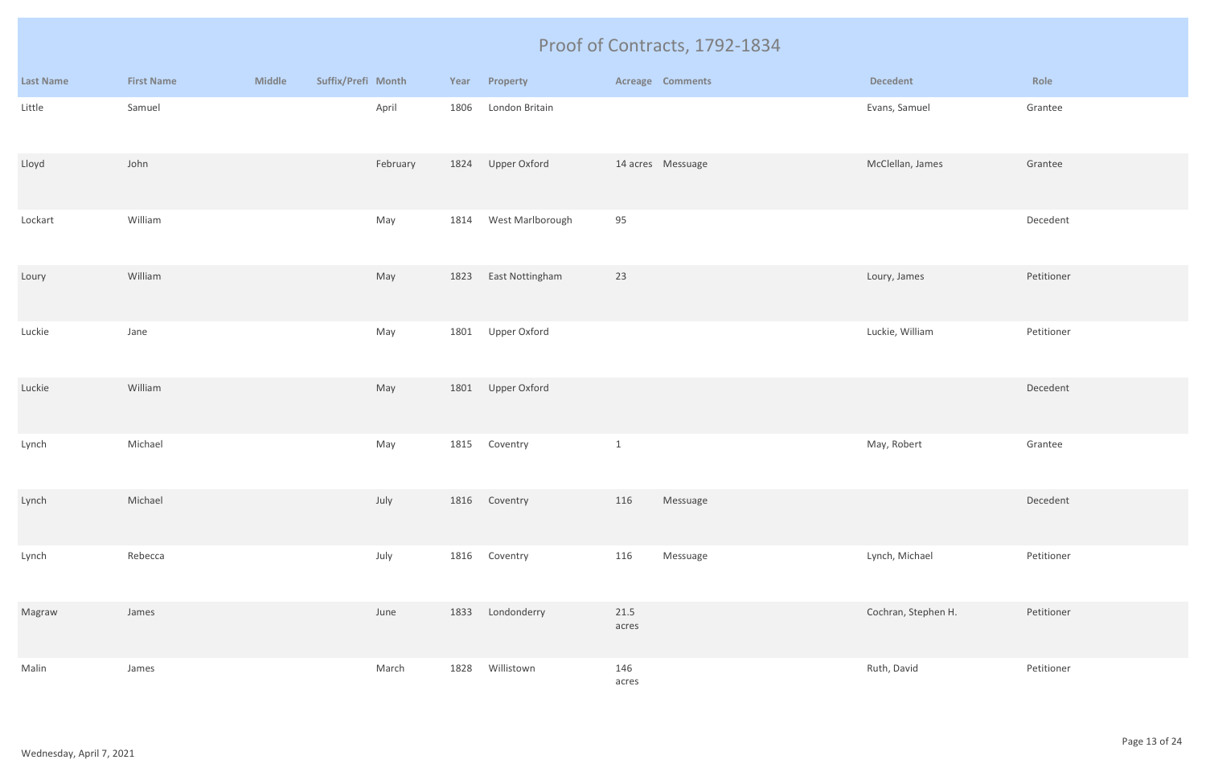# Proof of Contracts, 1792-1834

| Last Name | First Name | Middle | Suffix/Prefi | Month | Year | Property | Acreage | Comments | Decedent | Role |
|---|---|---|---|---|---|---|---|---|---|---|
| Little | Samuel | | | April | 1806 | London Britain | | | Evans, Samuel | Grantee |
| Lloyd | John | | | February | 1824 | Upper Oxford | 14 acres | Messuage | McClellan, James | Grantee |
| Lockart | William | | | May | 1814 | West Marlborough | 95 | | | Decedent |
| Loury | William | | | May | 1823 | East Nottingham | 23 | | Loury, James | Petitioner |
| Luckie | Jane | | | May | 1801 | Upper Oxford | | | Luckie, William | Petitioner |
| Luckie | William | | | May | 1801 | Upper Oxford | | | | Decedent |
| Lynch | Michael | | | May | 1815 | Coventry | 1 | | May, Robert | Grantee |
| Lynch | Michael | | | July | 1816 | Coventry | 116 | Messuage | | Decedent |
| Lynch | Rebecca | | | July | 1816 | Coventry | 116 | Messuage | Lynch, Michael | Petitioner |
| Magraw | James | | | June | 1833 | Londonderry | 21.5 acres | | Cochran, Stephen H. | Petitioner |
| Malin | James | | | March | 1828 | Willistown | 146 acres | | Ruth, David | Petitioner |

Wednesday, April 7, 2021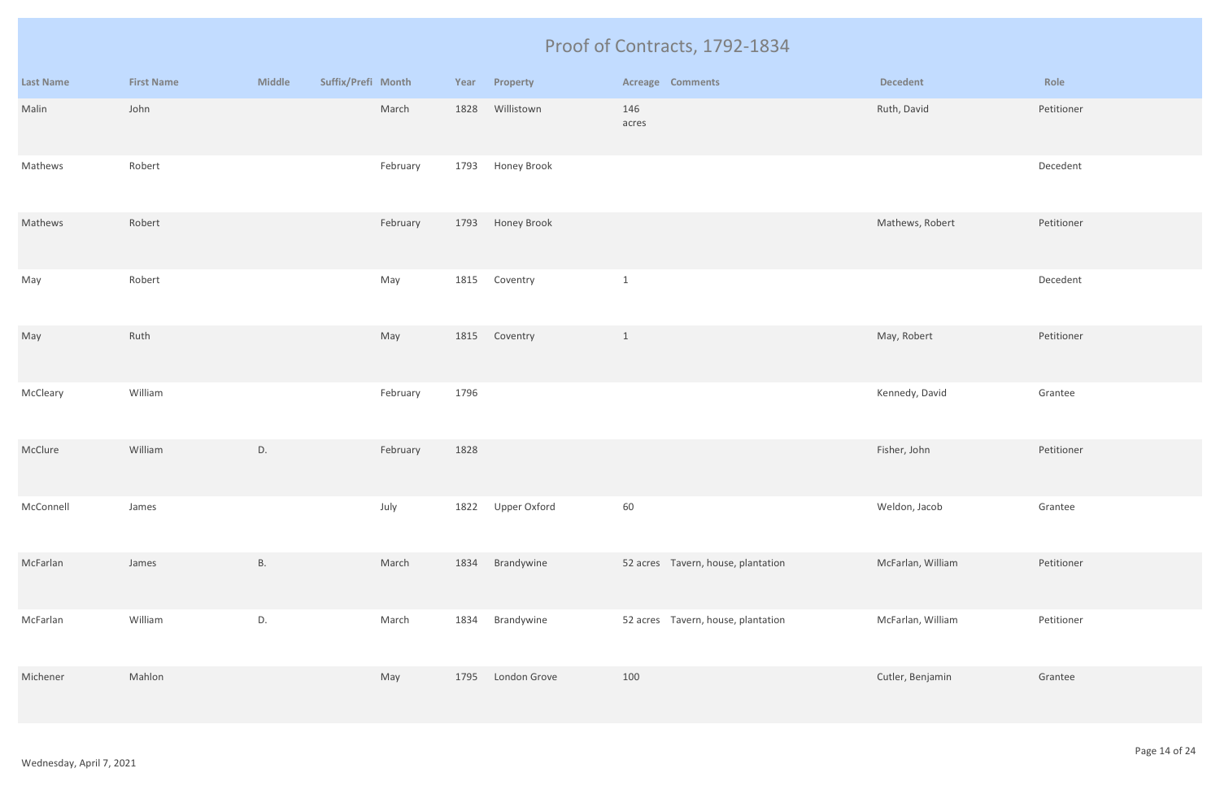# Proof of Contracts, 1792-1834

| Last Name | First Name | Middle | Suffix/Prefi | Month | Year | Property | Acreage | Comments | Decedent | Role |
|---|---|---|---|---|---|---|---|---|---|---|
| Malin | John | | | March | 1828 | Willistown | 146 acres | | Ruth, David | Petitioner |
| Mathews | Robert | | | February | 1793 | Honey Brook | | | | Decedent |
| Mathews | Robert | | | February | 1793 | Honey Brook | | | Mathews, Robert | Petitioner |
| May | Robert | | | May | 1815 | Coventry | 1 | | | Decedent |
| May | Ruth | | | May | 1815 | Coventry | 1 | | May, Robert | Petitioner |
| McCleary | William | | | February | 1796 | | | | Kennedy, David | Grantee |
| McClure | William | D. | | February | 1828 | | | | Fisher, John | Petitioner |
| McConnell | James | | | July | 1822 | Upper Oxford | 60 | | Weldon, Jacob | Grantee |
| McFarlan | James | B. | | March | 1834 | Brandywine | 52 acres | Tavern, house, plantation | McFarlan, William | Petitioner |
| McFarlan | William | D. | | March | 1834 | Brandywine | 52 acres | Tavern, house, plantation | McFarlan, William | Petitioner |
| Michener | Mahlon | | | May | 1795 | London Grove | 100 | | Cutler, Benjamin | Grantee |

Wednesday, April 7, 2021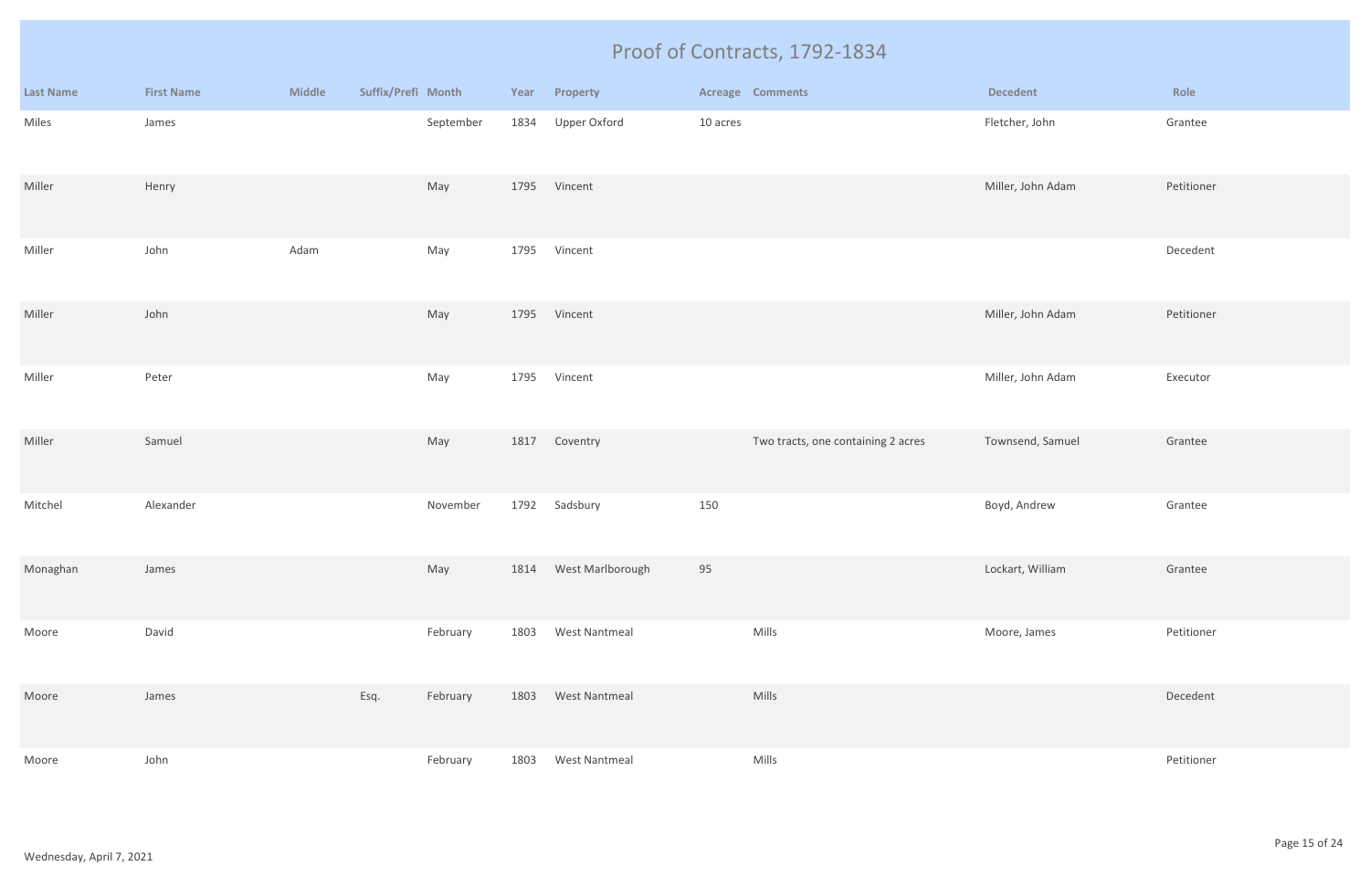# Proof of Contracts, 1792-1834

| Last Name | First Name | Middle | Suffix/Prefi | Month | Year | Property | Acreage | Comments | Decedent | Role |
|---|---|---|---|---|---|---|---|---|---|---|
| Miles | James | | | September | 1834 | Upper Oxford | 10 acres | | Fletcher, John | Grantee |
| Miller | Henry | | | May | 1795 | Vincent | | | Miller, John Adam | Petitioner |
| Miller | John | Adam | | May | 1795 | Vincent | | | | Decedent |
| Miller | John | | | May | 1795 | Vincent | | | Miller, John Adam | Petitioner |
| Miller | Peter | | | May | 1795 | Vincent | | | Miller, John Adam | Executor |
| Miller | Samuel | | | May | 1817 | Coventry | | Two tracts, one containing 2 acres | Townsend, Samuel | Grantee |
| Mitchel | Alexander | | | November | 1792 | Sadsbury | 150 | | Boyd, Andrew | Grantee |
| Monaghan | James | | | May | 1814 | West Marlborough | 95 | | Lockart, William | Grantee |
| Moore | David | | | February | 1803 | West Nantmeal | | Mills | Moore, James | Petitioner |
| Moore | James | | Esq. | February | 1803 | West Nantmeal | | Mills | | Decedent |
| Moore | John | | | February | 1803 | West Nantmeal | | Mills | | Petitioner |

Wednesday, April 7, 2021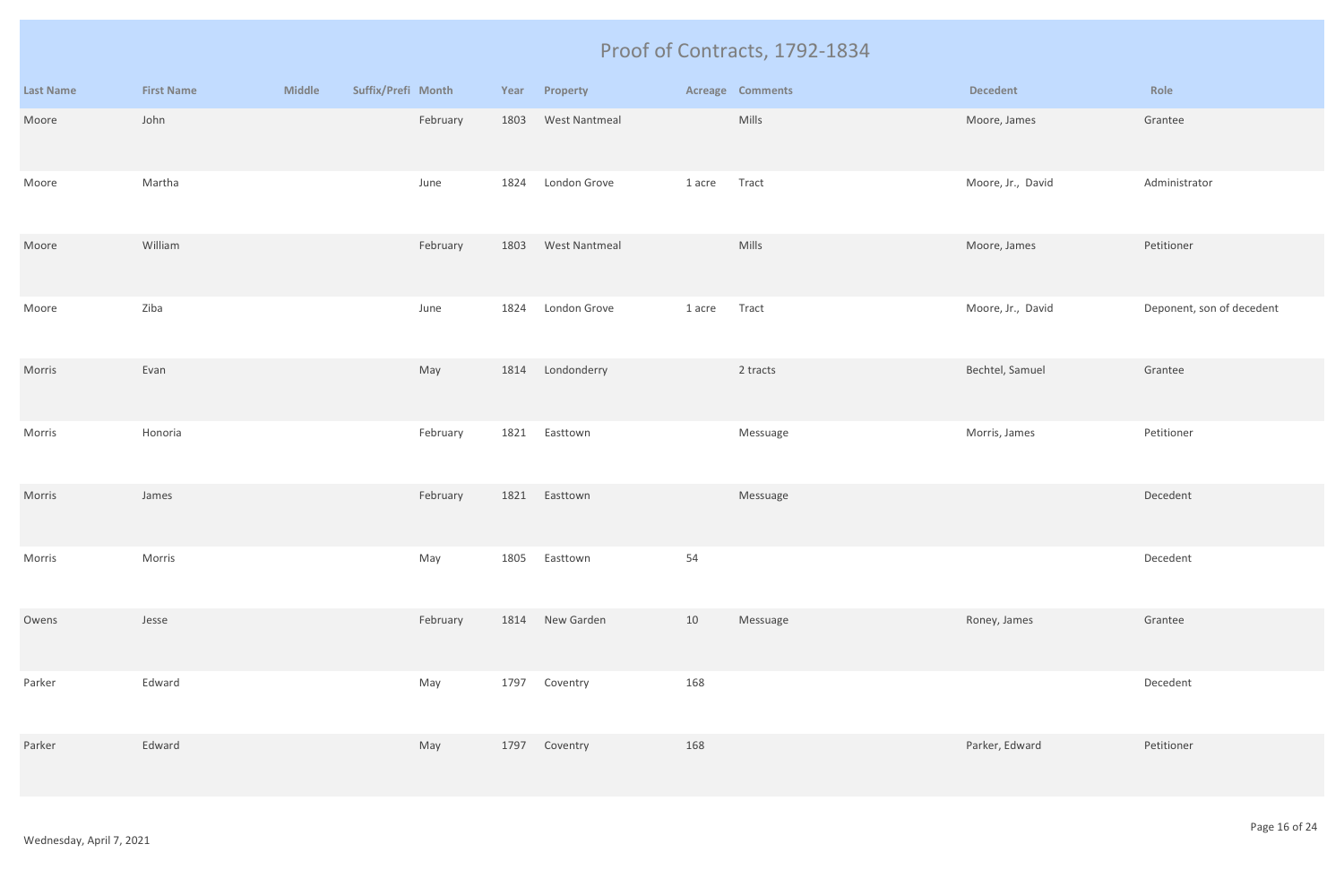# Proof of Contracts, 1792-1834

| Last Name | First Name | Middle | Suffix/Prefi | Month | Year | Property | Acreage | Comments | Decedent | Role |
|---|---|---|---|---|---|---|---|---|---|---|
| Moore | John | | | February | 1803 | West Nantmeal | | Mills | Moore, James | Grantee |
| Moore | Martha | | | June | 1824 | London Grove | 1 acre | Tract | Moore, Jr., David | Administrator |
| Moore | William | | | February | 1803 | West Nantmeal | | Mills | Moore, James | Petitioner |
| Moore | Ziba | | | June | 1824 | London Grove | 1 acre | Tract | Moore, Jr., David | Deponent, son of decedent |
| Morris | Evan | | | May | 1814 | Londonderry | | 2 tracts | Bechtel, Samuel | Grantee |
| Morris | Honoria | | | February | 1821 | Easttown | | Messuage | Morris, James | Petitioner |
| Morris | James | | | February | 1821 | Easttown | | Messuage | | Decedent |
| Morris | Morris | | | May | 1805 | Easttown | 54 | | | Decedent |
| Owens | Jesse | | | February | 1814 | New Garden | 10 | Messuage | Roney, James | Grantee |
| Parker | Edward | | | May | 1797 | Coventry | 168 | | | Decedent |
| Parker | Edward | | | May | 1797 | Coventry | 168 | | Parker, Edward | Petitioner |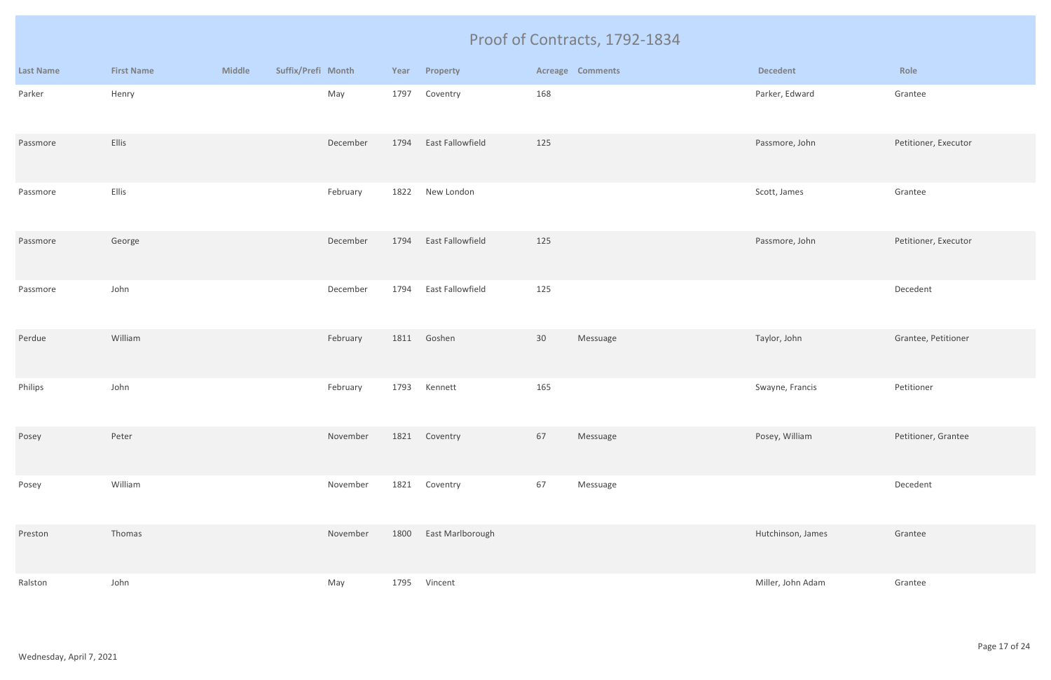# Proof of Contracts, 1792-1834

| Last Name | First Name | Middle | Suffix/Prefi | Month | Year | Property | Acreage | Comments | Decedent | Role |
|---|---|---|---|---|---|---|---|---|---|---|
| Parker | Henry | | | May | 1797 | Coventry | 168 | | Parker, Edward | Grantee |
| Passmore | Ellis | | | December | 1794 | East Fallowfield | 125 | | Passmore, John | Petitioner, Executor |
| Passmore | Ellis | | | February | 1822 | New London | | | Scott, James | Grantee |
| Passmore | George | | | December | 1794 | East Fallowfield | 125 | | Passmore, John | Petitioner, Executor |
| Passmore | John | | | December | 1794 | East Fallowfield | 125 | | | Decedent |
| Perdue | William | | | February | 1811 | Goshen | 30 | Messuage | Taylor, John | Grantee, Petitioner |
| Philips | John | | | February | 1793 | Kennett | 165 | | Swayne, Francis | Petitioner |
| Posey | Peter | | | November | 1821 | Coventry | 67 | Messuage | Posey, William | Petitioner, Grantee |
| Posey | William | | | November | 1821 | Coventry | 67 | Messuage | | Decedent |
| Preston | Thomas | | | November | 1800 | East Marlborough | | | Hutchinson, James | Grantee |
| Ralston | John | | | May | 1795 | Vincent | | | Miller, John Adam | Grantee |

Wednesday, April 7, 2021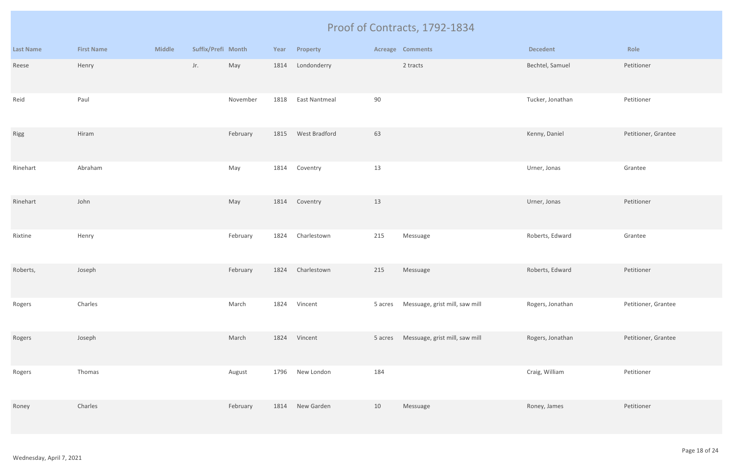# Proof of Contracts, 1792-1834

| Last Name | First Name | Middle | Suffix/Prefi | Month | Year | Property | Acreage | Comments | Decedent | Role |
|---|---|---|---|---|---|---|---|---|---|---|
| Reese | Henry | | Jr. | May | 1814 | Londonderry | | 2 tracts | Bechtel, Samuel | Petitioner |
| Reid | Paul | | | November | 1818 | East Nantmeal | 90 | | Tucker, Jonathan | Petitioner |
| Rigg | Hiram | | | February | 1815 | West Bradford | 63 | | Kenny, Daniel | Petitioner, Grantee |
| Rinehart | Abraham | | | May | 1814 | Coventry | 13 | | Urner, Jonas | Grantee |
| Rinehart | John | | | May | 1814 | Coventry | 13 | | Urner, Jonas | Petitioner |
| Rixtine | Henry | | | February | 1824 | Charlestown | 215 | Messuage | Roberts, Edward | Grantee |
| Roberts, | Joseph | | | February | 1824 | Charlestown | 215 | Messuage | Roberts, Edward | Petitioner |
| Rogers | Charles | | | March | 1824 | Vincent | 5 acres | Messuage, grist mill, saw mill | Rogers, Jonathan | Petitioner, Grantee |
| Rogers | Joseph | | | March | 1824 | Vincent | 5 acres | Messuage, grist mill, saw mill | Rogers, Jonathan | Petitioner, Grantee |
| Rogers | Thomas | | | August | 1796 | New London | 184 | | Craig, William | Petitioner |
| Roney | Charles | | | February | 1814 | New Garden | 10 | Messuage | Roney, James | Petitioner |

Wednesday, April 7, 2021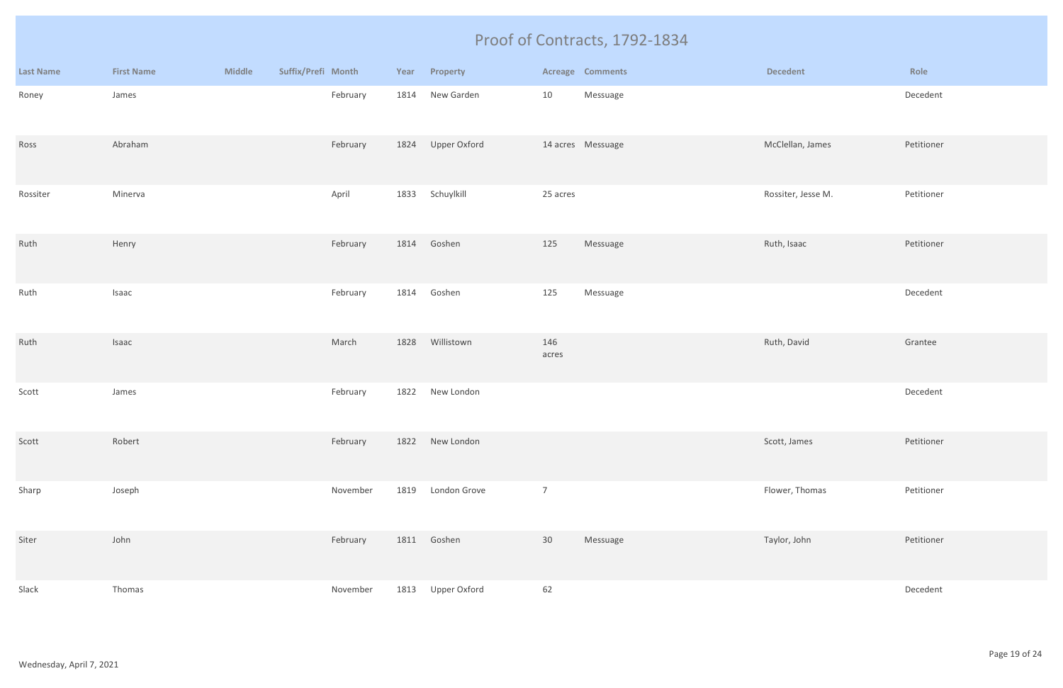# Proof of Contracts, 1792-1834

| Last Name | First Name | Middle | Suffix/Prefi | Month | Year | Property | Acreage | Comments | Decedent | Role |
|---|---|---|---|---|---|---|---|---|---|---|
| Roney | James | | | February | 1814 | New Garden | 10 | Messuage | | Decedent |
| Ross | Abraham | | | February | 1824 | Upper Oxford | 14 acres | Messuage | McClellan, James | Petitioner |
| Rossiter | Minerva | | | April | 1833 | Schuylkill | 25 acres | | Rossiter, Jesse M. | Petitioner |
| Ruth | Henry | | | February | 1814 | Goshen | 125 | Messuage | Ruth, Isaac | Petitioner |
| Ruth | Isaac | | | February | 1814 | Goshen | 125 | Messuage | | Decedent |
| Ruth | Isaac | | | March | 1828 | Willistown | 146 acres | | Ruth, David | Grantee |
| Scott | James | | | February | 1822 | New London | | | | Decedent |
| Scott | Robert | | | February | 1822 | New London | | | Scott, James | Petitioner |
| Sharp | Joseph | | | November | 1819 | London Grove | 7 | | Flower, Thomas | Petitioner |
| Siter | John | | | February | 1811 | Goshen | 30 | Messuage | Taylor, John | Petitioner |
| Slack | Thomas | | | November | 1813 | Upper Oxford | 62 | | | Decedent |

Wednesday, April 7, 2021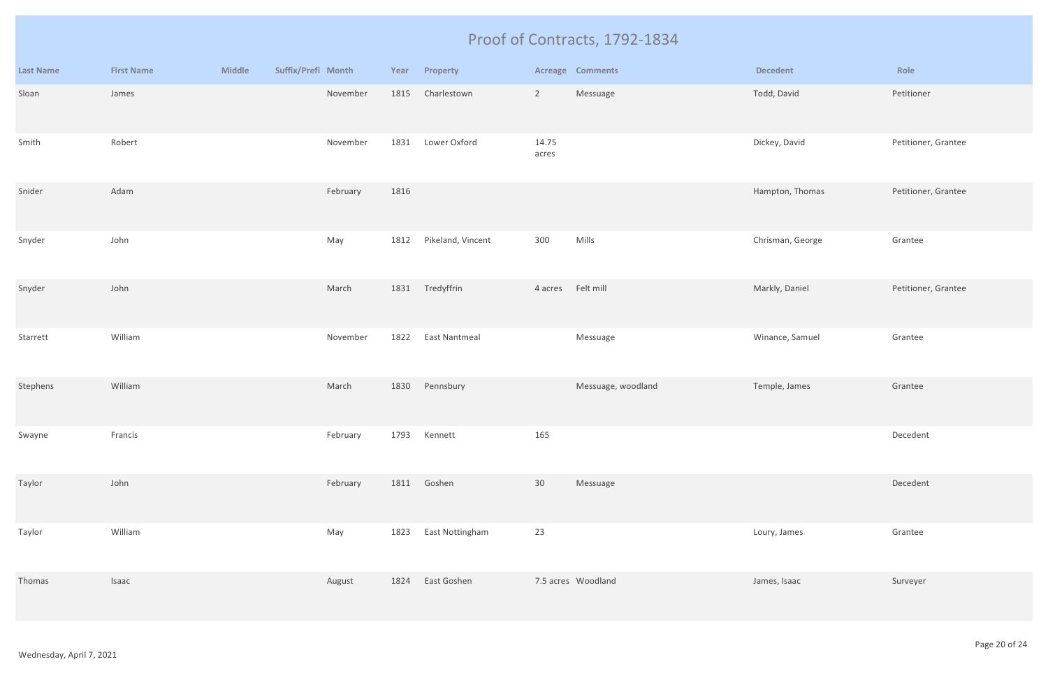# Proof of Contracts, 1792-1834

| Last Name | First Name | Middle | Suffix/Prefi | Month | Year | Property | Acreage | Comments | Decedent | Role |
|---|---|---|---|---|---|---|---|---|---|---|
| Sloan | James | | | November | 1815 | Charlestown | 2 | Messuage | Todd, David | Petitioner |
| Smith | Robert | | | November | 1831 | Lower Oxford | 14.75 acres | | Dickey, David | Petitioner, Grantee |
| Snider | Adam | | | February | 1816 | | | | Hampton, Thomas | Petitioner, Grantee |
| Snyder | John | | | May | 1812 | Pikeland, Vincent | 300 | Mills | Chrisman, George | Grantee |
| Snyder | John | | | March | 1831 | Tredyffrin | 4 acres | Felt mill | Markly, Daniel | Petitioner, Grantee |
| Starrett | William | | | November | 1822 | East Nantmeal | | Messuage | Winance, Samuel | Grantee |
| Stephens | William | | | March | 1830 | Pennsbury | | Messuage, woodland | Temple, James | Grantee |
| Swayne | Francis | | | February | 1793 | Kennett | 165 | | | Decedent |
| Taylor | John | | | February | 1811 | Goshen | 30 | Messuage | | Decedent |
| Taylor | William | | | May | 1823 | East Nottingham | 23 | | Loury, James | Grantee |
| Thomas | Isaac | | | August | 1824 | East Goshen | 7.5 acres | Woodland | James, Isaac | Surveyer |

Wednesday, April 7, 2021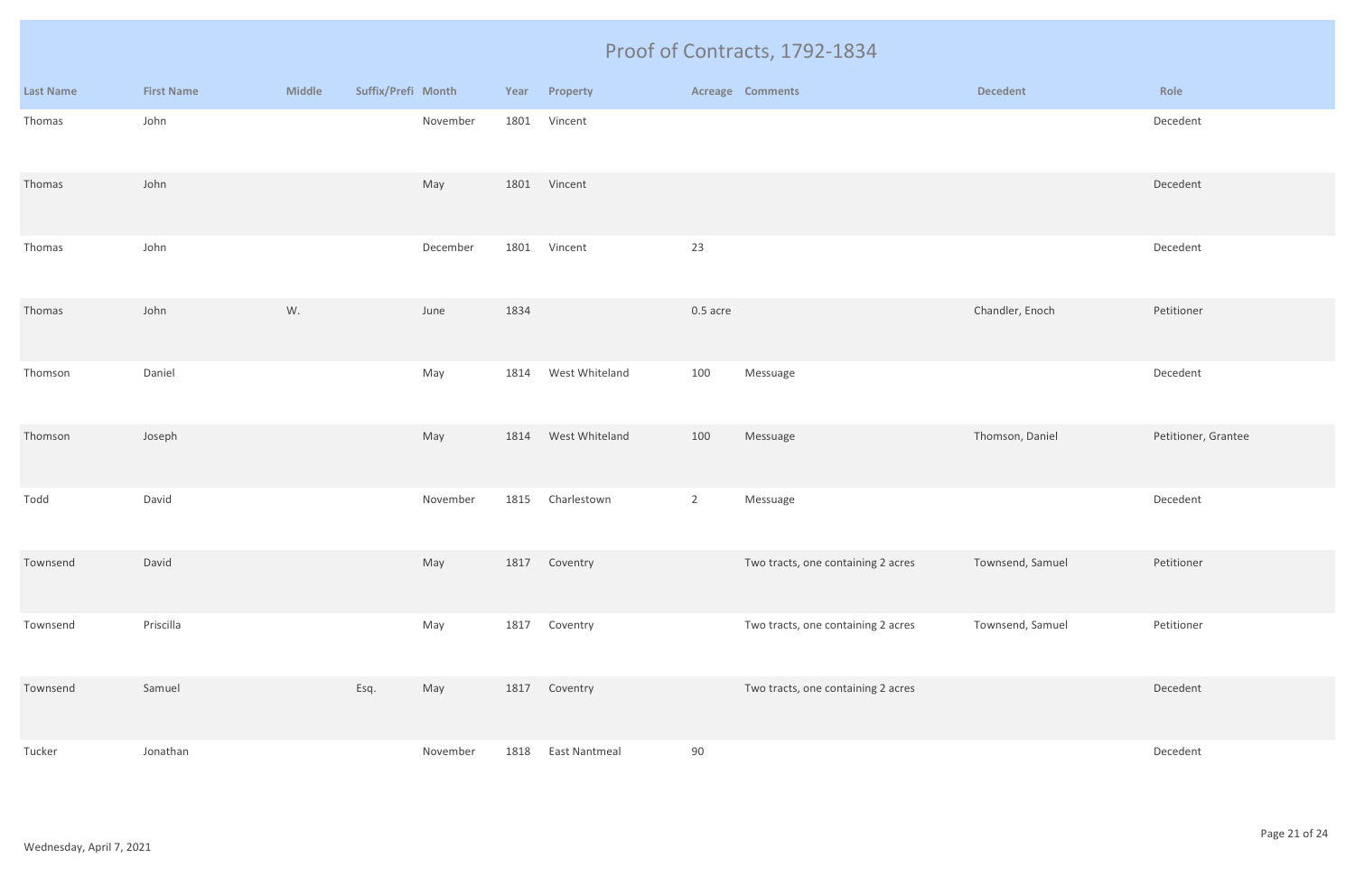# Proof of Contracts, 1792-1834

| Last Name | First Name | Middle | Suffix/Prefi | Month | Year | Property | Acreage | Comments | Decedent | Role |
|---|---|---|---|---|---|---|---|---|---|---|
| Thomas | John | | | November | 1801 | Vincent | | | | Decedent |
| Thomas | John | | | May | 1801 | Vincent | | | | Decedent |
| Thomas | John | | | December | 1801 | Vincent | 23 | | | Decedent |
| Thomas | John | W. | | June | 1834 | | 0.5 acre | | Chandler, Enoch | Petitioner |
| Thomson | Daniel | | | May | 1814 | West Whiteland | 100 | Messuage | | Decedent |
| Thomson | Joseph | | | May | 1814 | West Whiteland | 100 | Messuage | Thomson, Daniel | Petitioner, Grantee |
| Todd | David | | | November | 1815 | Charlestown | 2 | Messuage | | Decedent |
| Townsend | David | | | May | 1817 | Coventry | | Two tracts, one containing 2 acres | Townsend, Samuel | Petitioner |
| Townsend | Priscilla | | | May | 1817 | Coventry | | Two tracts, one containing 2 acres | Townsend, Samuel | Petitioner |
| Townsend | Samuel | | Esq. | May | 1817 | Coventry | | Two tracts, one containing 2 acres | | Decedent |
| Tucker | Jonathan | | | November | 1818 | East Nantmeal | 90 | | | Decedent |

Wednesday, April 7, 2021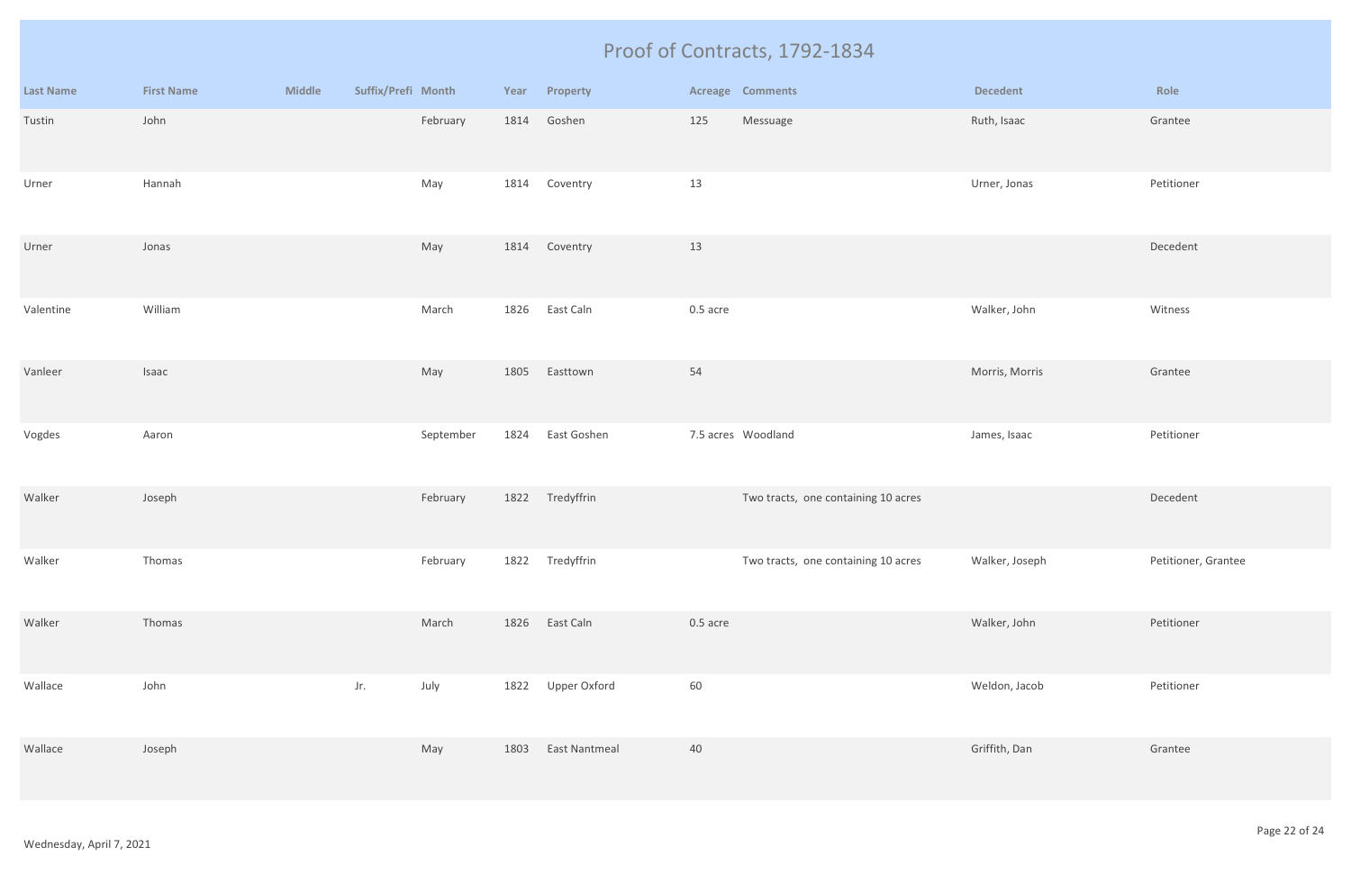# Proof of Contracts, 1792-1834

| Last Name | First Name | Middle | Suffix/Prefi | Month | Year | Property | Acreage | Comments | Decedent | Role |
|---|---|---|---|---|---|---|---|---|---|---|
| Tustin | John | | | February | 1814 | Goshen | 125 | Messuage | Ruth, Isaac | Grantee |
| Urner | Hannah | | | May | 1814 | Coventry | 13 | | Urner, Jonas | Petitioner |
| Urner | Jonas | | | May | 1814 | Coventry | 13 | | | Decedent |
| Valentine | William | | | March | 1826 | East Caln | 0.5 acre | | Walker, John | Witness |
| Vanleer | Isaac | | | May | 1805 | Easttown | 54 | | Morris, Morris | Grantee |
| Vogdes | Aaron | | | September | 1824 | East Goshen | 7.5 acres | Woodland | James, Isaac | Petitioner |
| Walker | Joseph | | | February | 1822 | Tredyffrin | | Two tracts, one containing 10 acres | | Decedent |
| Walker | Thomas | | | February | 1822 | Tredyffrin | | Two tracts, one containing 10 acres | Walker, Joseph | Petitioner, Grantee |
| Walker | Thomas | | | March | 1826 | East Caln | 0.5 acre | | Walker, John | Petitioner |
| Wallace | John | | Jr. | July | 1822 | Upper Oxford | 60 | | Weldon, Jacob | Petitioner |
| Wallace | Joseph | | | May | 1803 | East Nantmeal | 40 | | Griffith, Dan | Grantee |

Wednesday, April 7, 2021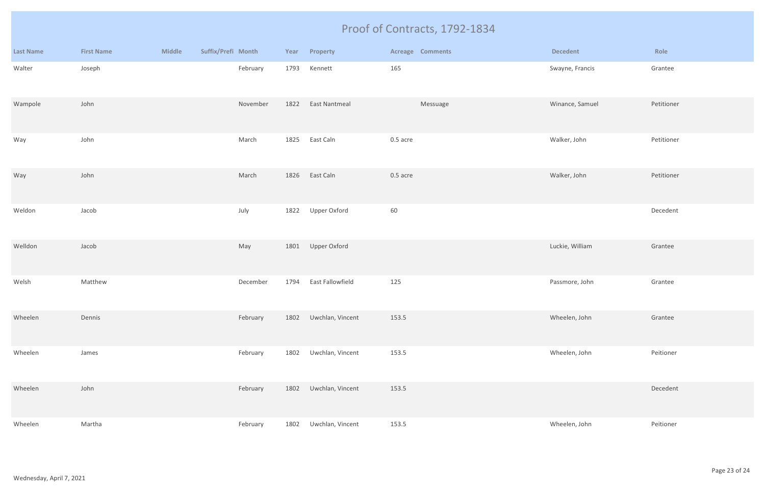# Proof of Contracts, 1792-1834

| Last Name | First Name | Middle | Suffix/Prefi | Month | Year | Property | Acreage | Comments | Decedent | Role |
|---|---|---|---|---|---|---|---|---|---|---|
| Walter | Joseph | | | February | 1793 | Kennett | 165 | | Swayne, Francis | Grantee |
| Wampole | John | | | November | 1822 | East Nantmeal | | Messuage | Winance, Samuel | Petitioner |
| Way | John | | | March | 1825 | East Caln | 0.5 acre | | Walker, John | Petitioner |
| Way | John | | | March | 1826 | East Caln | 0.5 acre | | Walker, John | Petitioner |
| Weldon | Jacob | | | July | 1822 | Upper Oxford | 60 | | | Decedent |
| Welldon | Jacob | | | May | 1801 | Upper Oxford | | | Luckie, William | Grantee |
| Welsh | Matthew | | | December | 1794 | East Fallowfield | 125 | | Passmore, John | Grantee |
| Wheelen | Dennis | | | February | 1802 | Uwchlan, Vincent | 153.5 | | Wheelen, John | Grantee |
| Wheelen | James | | | February | 1802 | Uwchlan, Vincent | 153.5 | | Wheelen, John | Peitioner |
| Wheelen | John | | | February | 1802 | Uwchlan, Vincent | 153.5 | | | Decedent |
| Wheelen | Martha | | | February | 1802 | Uwchlan, Vincent | 153.5 | | Wheelen, John | Peitioner |

Wednesday, April 7, 2021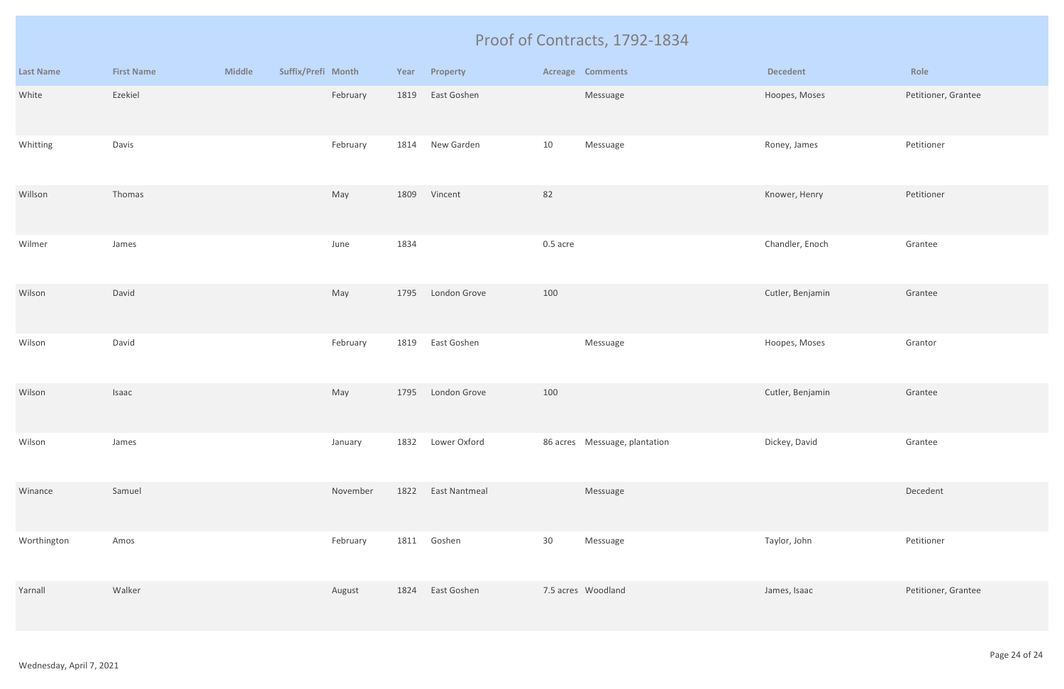# Proof of Contracts, 1792-1834

| Last Name | First Name | Middle | Suffix/Prefi | Month | Year | Property | Acreage | Comments | Decedent | Role |
|---|---|---|---|---|---|---|---|---|---|---|
| White | Ezekiel | | | February | 1819 | East Goshen | | Messuage | Hoopes, Moses | Petitioner, Grantee |
| Whitting | Davis | | | February | 1814 | New Garden | 10 | Messuage | Roney, James | Petitioner |
| Willson | Thomas | | | May | 1809 | Vincent | 82 | | Knower, Henry | Petitioner |
| Wilmer | James | | | June | 1834 | | 0.5 acre | | Chandler, Enoch | Grantee |
| Wilson | David | | | May | 1795 | London Grove | 100 | | Cutler, Benjamin | Grantee |
| Wilson | David | | | February | 1819 | East Goshen | | Messuage | Hoopes, Moses | Grantor |
| Wilson | Isaac | | | May | 1795 | London Grove | 100 | | Cutler, Benjamin | Grantee |
| Wilson | James | | | January | 1832 | Lower Oxford | 86 acres | Messuage, plantation | Dickey, David | Grantee |
| Winance | Samuel | | | November | 1822 | East Nantmeal | | Messuage | | Decedent |
| Worthington | Amos | | | February | 1811 | Goshen | 30 | Messuage | Taylor, John | Petitioner |
| Yarnall | Walker | | | August | 1824 | East Goshen | 7.5 acres | Woodland | James, Isaac | Petitioner, Grantee |

Wednesday, April 7, 2021